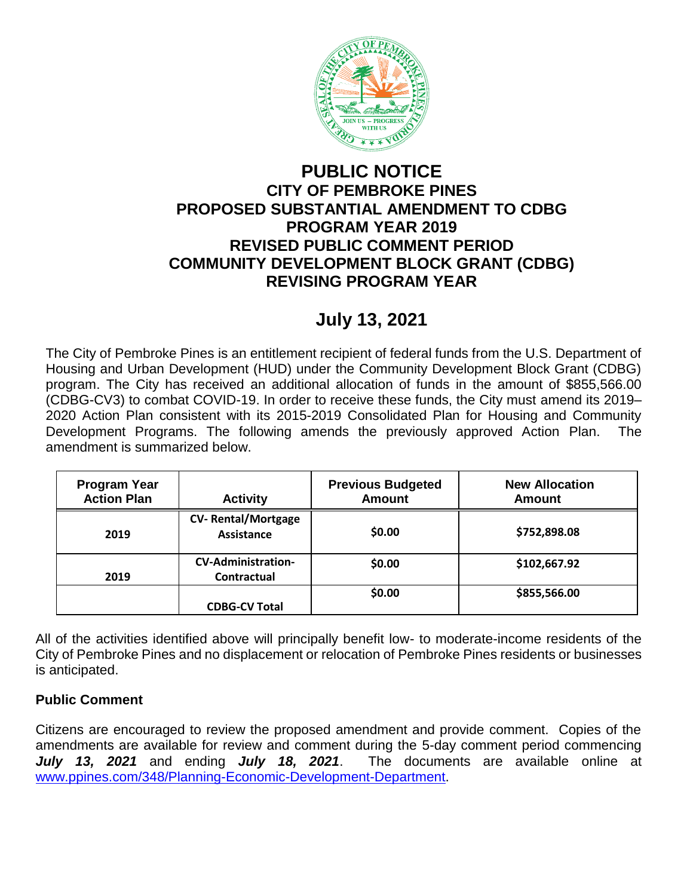# PUBLIC NOTICE

## CITY OF PEMBROKE PINES
## PROPOSED SUBSTANTIAL AMENDMENT TO CDBG
## PROGRAM YEAR 2019
## REVISED PUBLIC COMMENT PERIOD
## COMMUNITY DEVELOPMENT BLOCK GRANT (CDBG)
## REVISING PROGRAM YEAR

## July 13, 2021

The City of Pembroke Pines is an entitlement recipient of federal funds from the U.S. Department of Housing and Urban Development (HUD) under the Community Development Block Grant (CDBG) program. The City has received an additional allocation of funds in the amount of $855,566.00 (CDBG-CV3) to combat COVID-19. In order to receive these funds, the City must amend its 2019–2020 Action Plan consistent with its 2015-2019 Consolidated Plan for Housing and Community Development Programs. The following amends the previously approved Action Plan. The amendment is summarized below.

| Program Year Action Plan | Activity | Previous Budgeted Amount | New Allocation Amount |
|---|---|---|---|
| 2019 | CV- Rental/Mortgage Assistance | $0.00 | $752,898.08 |
| 2019 | CV-Administration-Contractual | $0.00 | $102,667.92 |
| | CDBG-CV Total | $0.00 | $855,566.00 |

All of the activities identified above will principally benefit low- to moderate-income residents of the City of Pembroke Pines and no displacement or relocation of Pembroke Pines residents or businesses is anticipated.

**Public Comment**

Citizens are encouraged to review the proposed amendment and provide comment. Copies of the amendments are available for review and comment during the 5-day comment period commencing ***July 13, 2021*** and ending ***July 18, 2021***. The documents are available online at www.ppines.com/348/Planning-Economic-Development-Department.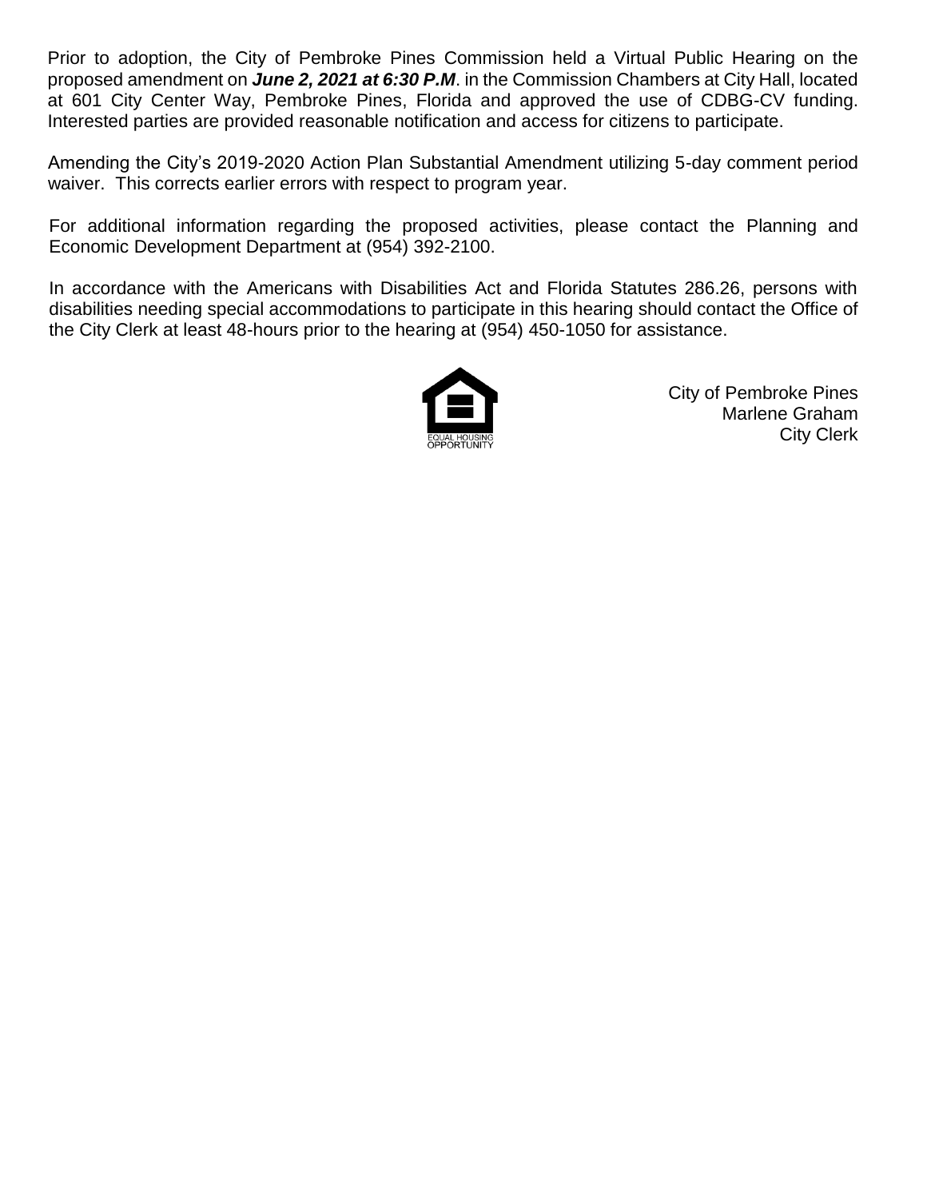Prior to adoption, the City of Pembroke Pines Commission held a Virtual Public Hearing on the proposed amendment on ***June 2, 2021 at 6:30 P.M***. in the Commission Chambers at City Hall, located at 601 City Center Way, Pembroke Pines, Florida and approved the use of CDBG-CV funding. Interested parties are provided reasonable notification and access for citizens to participate.

Amending the City's 2019-2020 Action Plan Substantial Amendment utilizing 5-day comment period waiver. This corrects earlier errors with respect to program year.

For additional information regarding the proposed activities, please contact the Planning and Economic Development Department at (954) 392-2100.

In accordance with the Americans with Disabilities Act and Florida Statutes 286.26, persons with disabilities needing special accommodations to participate in this hearing should contact the Office of the City Clerk at least 48-hours prior to the hearing at (954) 450-1050 for assistance.

EQUAL HOUSING OPPORTUNITY

City of Pembroke Pines
Marlene Graham
City Clerk